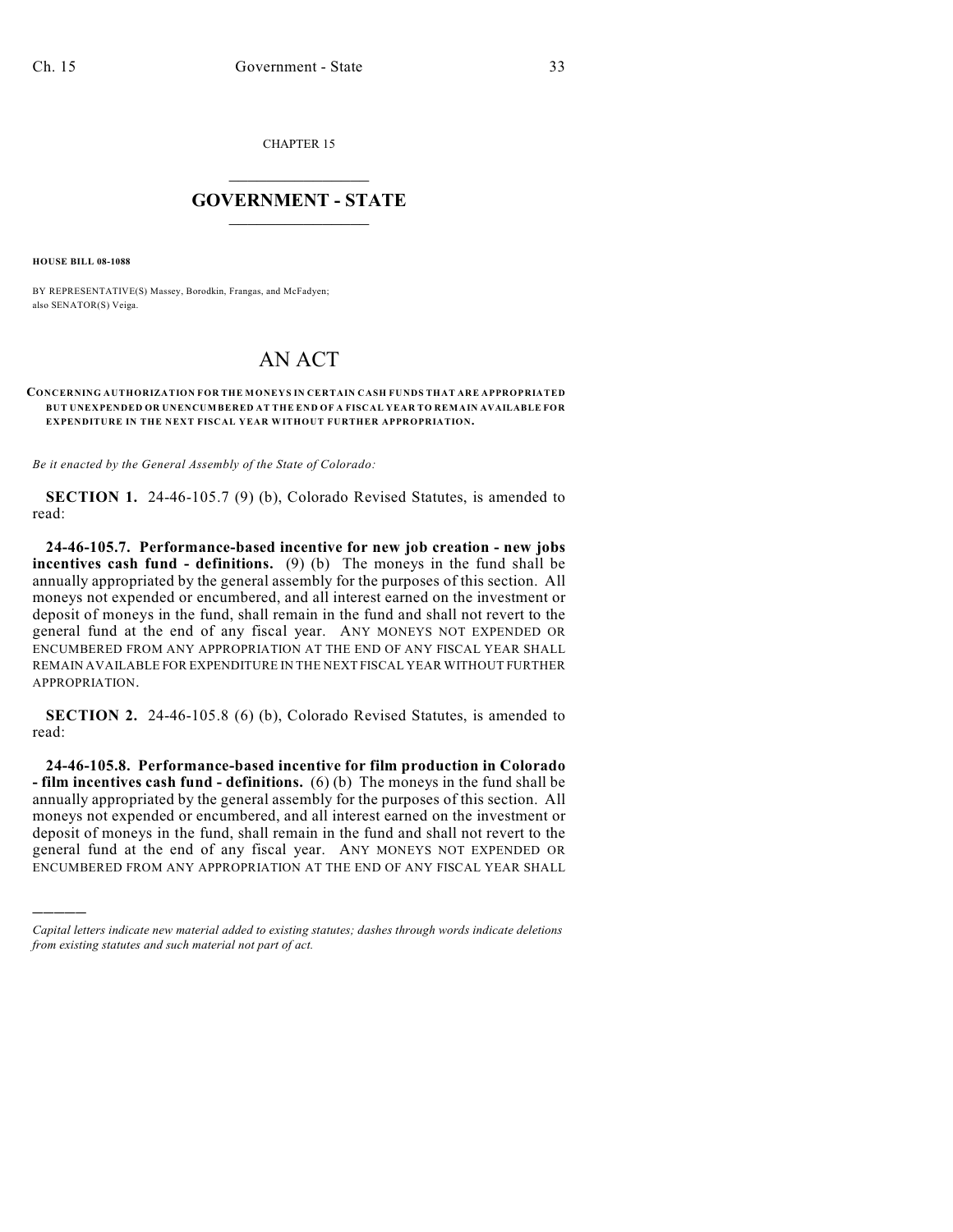CHAPTER 15

# GOVERNMENT - STATE

**HOUSE BILL 08-1088**

BY REPRESENTATIVE(S) Massey, Borodkin, Frangas, and McFadyen;
also SENATOR(S) Veiga.

# AN ACT

**CONCERNING AUTHORIZATION FOR THE MONEYS IN CERTAIN CASH FUNDS THAT ARE APPROPRIATED BUT UNEXPENDED OR UNENCUMBERED AT THE END OF A FISCAL YEAR TO REMAIN AVAILABLE FOR EXPENDITURE IN THE NEXT FISCAL YEAR WITHOUT FURTHER APPROPRIATION.**

*Be it enacted by the General Assembly of the State of Colorado:*

**SECTION 1.** 24-46-105.7 (9) (b), Colorado Revised Statutes, is amended to read:

**24-46-105.7. Performance-based incentive for new job creation - new jobs incentives cash fund - definitions.** (9) (b) The moneys in the fund shall be annually appropriated by the general assembly for the purposes of this section. All moneys not expended or encumbered, and all interest earned on the investment or deposit of moneys in the fund, shall remain in the fund and shall not revert to the general fund at the end of any fiscal year. ANY MONEYS NOT EXPENDED OR ENCUMBERED FROM ANY APPROPRIATION AT THE END OF ANY FISCAL YEAR SHALL REMAIN AVAILABLE FOR EXPENDITURE IN THE NEXT FISCAL YEAR WITHOUT FURTHER APPROPRIATION.

**SECTION 2.** 24-46-105.8 (6) (b), Colorado Revised Statutes, is amended to read:

**24-46-105.8. Performance-based incentive for film production in Colorado - film incentives cash fund - definitions.** (6) (b) The moneys in the fund shall be annually appropriated by the general assembly for the purposes of this section. All moneys not expended or encumbered, and all interest earned on the investment or deposit of moneys in the fund, shall remain in the fund and shall not revert to the general fund at the end of any fiscal year. ANY MONEYS NOT EXPENDED OR ENCUMBERED FROM ANY APPROPRIATION AT THE END OF ANY FISCAL YEAR SHALL

---

*Capital letters indicate new material added to existing statutes; dashes through words indicate deletions from existing statutes and such material not part of act.*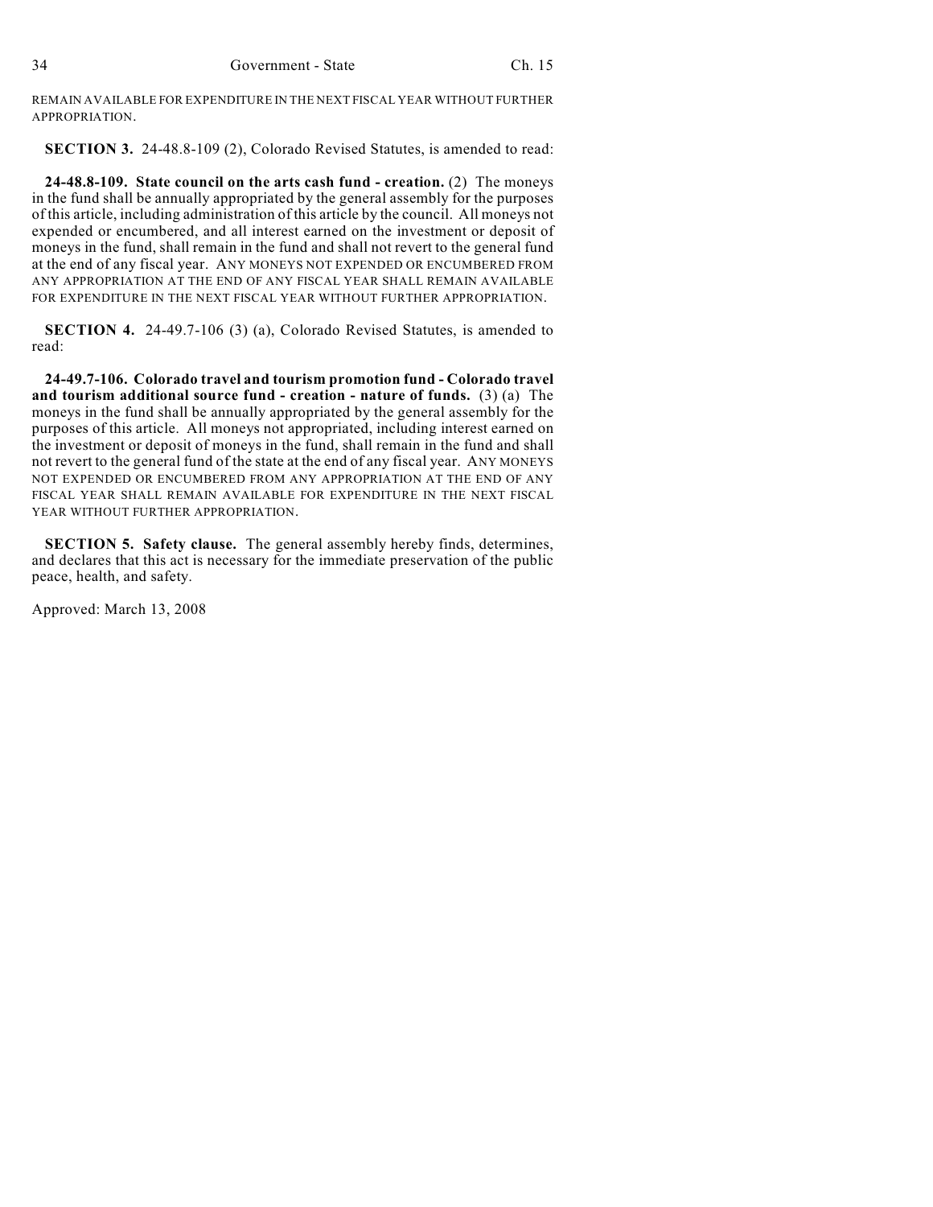REMAIN AVAILABLE FOR EXPENDITURE IN THE NEXT FISCAL YEAR WITHOUT FURTHER APPROPRIATION.

**SECTION 3.** 24-48.8-109 (2), Colorado Revised Statutes, is amended to read:

**24-48.8-109. State council on the arts cash fund - creation.** (2) The moneys in the fund shall be annually appropriated by the general assembly for the purposes of this article, including administration of this article by the council. All moneys not expended or encumbered, and all interest earned on the investment or deposit of moneys in the fund, shall remain in the fund and shall not revert to the general fund at the end of any fiscal year. ANY MONEYS NOT EXPENDED OR ENCUMBERED FROM ANY APPROPRIATION AT THE END OF ANY FISCAL YEAR SHALL REMAIN AVAILABLE FOR EXPENDITURE IN THE NEXT FISCAL YEAR WITHOUT FURTHER APPROPRIATION.

**SECTION 4.** 24-49.7-106 (3) (a), Colorado Revised Statutes, is amended to read:

**24-49.7-106. Colorado travel and tourism promotion fund - Colorado travel and tourism additional source fund - creation - nature of funds.** (3) (a) The moneys in the fund shall be annually appropriated by the general assembly for the purposes of this article. All moneys not appropriated, including interest earned on the investment or deposit of moneys in the fund, shall remain in the fund and shall not revert to the general fund of the state at the end of any fiscal year. ANY MONEYS NOT EXPENDED OR ENCUMBERED FROM ANY APPROPRIATION AT THE END OF ANY FISCAL YEAR SHALL REMAIN AVAILABLE FOR EXPENDITURE IN THE NEXT FISCAL YEAR WITHOUT FURTHER APPROPRIATION.

**SECTION 5. Safety clause.** The general assembly hereby finds, determines, and declares that this act is necessary for the immediate preservation of the public peace, health, and safety.

Approved: March 13, 2008